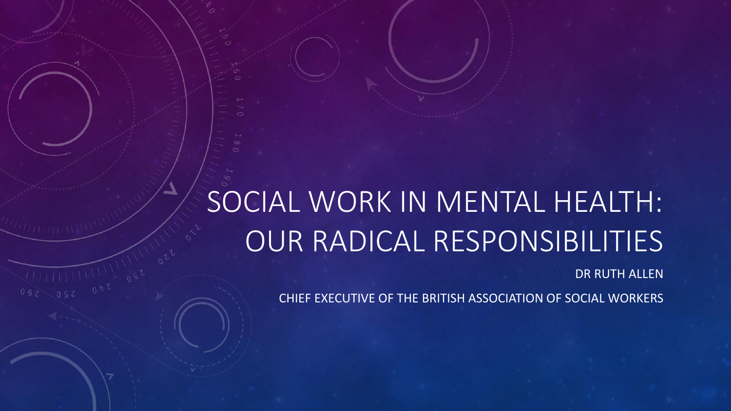# SOCIAL WORK IN MENTAL HEALTH: OUR RADICAL RESPONSIBILITIES

DR RUTH ALLEN

CHIEF EXECUTIVE OF THE BRITISH ASSOCIATION OF SOCIAL WORKERS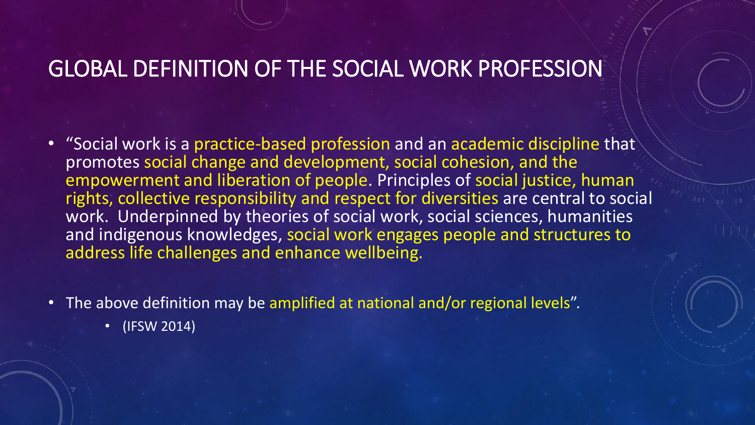# GLOBAL DEFINITION OF THE SOCIAL WORK PROFESSION

- "Social work is a practice-based profession and an academic discipline that promotes social change and development, social cohesion, and the empowerment and liberation of people. Principles of social justice, human rights, collective responsibility and respect for diversities are central to social work. Underpinned by theories of social work, social sciences, humanities and indigenous knowledges, social work engages people and structures to address life challenges and enhance wellbeing.
- The above definition may be amplified at national and/or regional levels".
  - (IFSW 2014)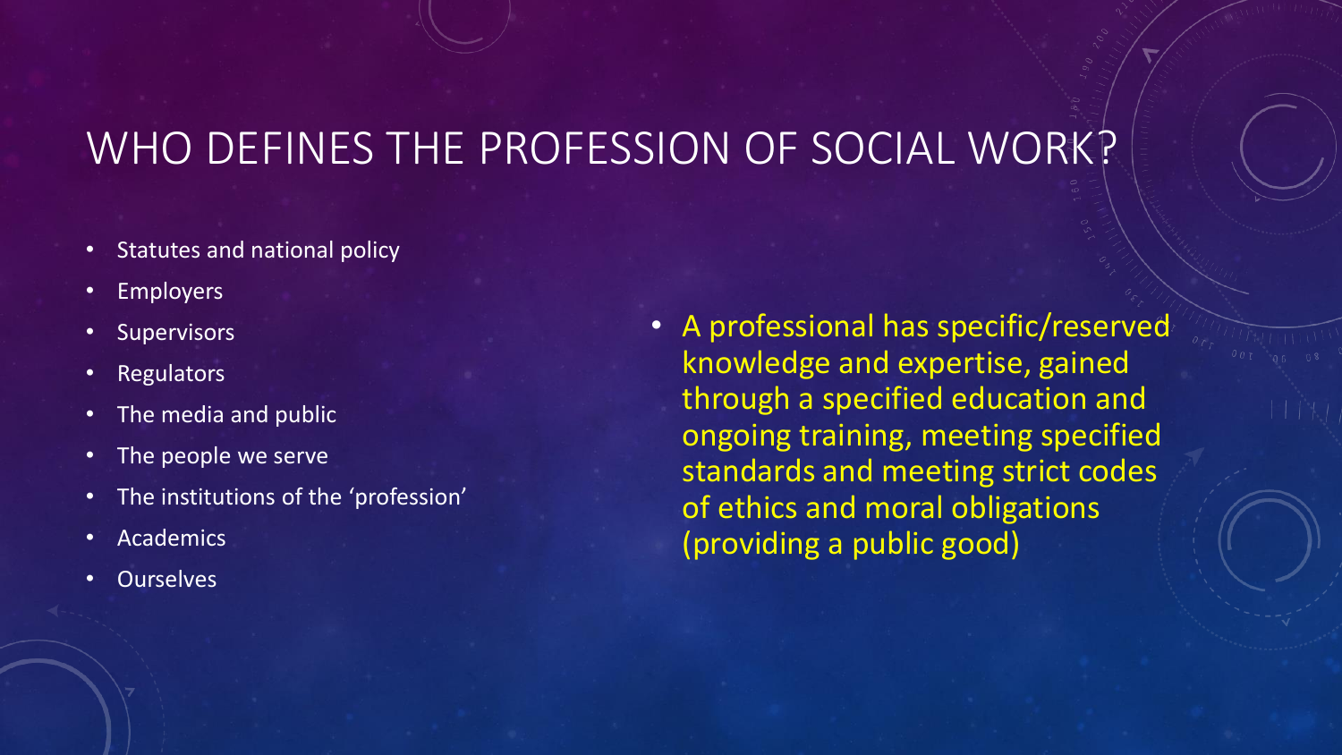# WHO DEFINES THE PROFESSION OF SOCIAL WORK?

- Statutes and national policy
- Employers
- Supervisors
- Regulators
- The media and public
- The people we serve
- The institutions of the 'profession'
- Academics
- Ourselves

- A professional has specific/reserved knowledge and expertise, gained through a specified education and ongoing training, meeting specified standards and meeting strict codes of ethics and moral obligations (providing a public good)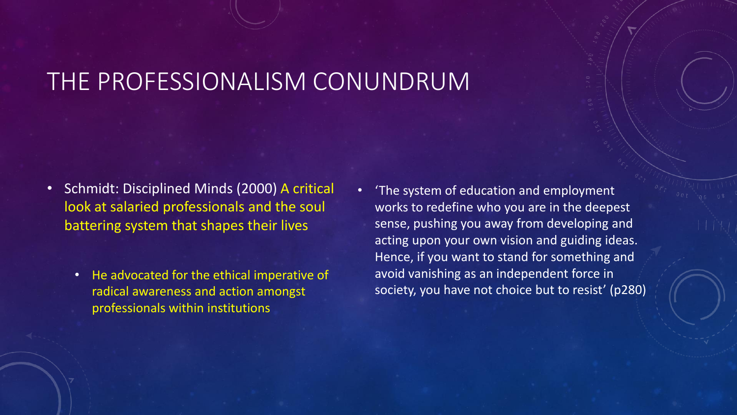# THE PROFESSIONALISM CONUNDRUM

- Schmidt: Disciplined Minds (2000) A critical look at salaried professionals and the soul battering system that shapes their lives
  - He advocated for the ethical imperative of radical awareness and action amongst professionals within institutions
- 'The system of education and employment works to redefine who you are in the deepest sense, pushing you away from developing and acting upon your own vision and guiding ideas. Hence, if you want to stand for something and avoid vanishing as an independent force in society, you have not choice but to resist' (p280)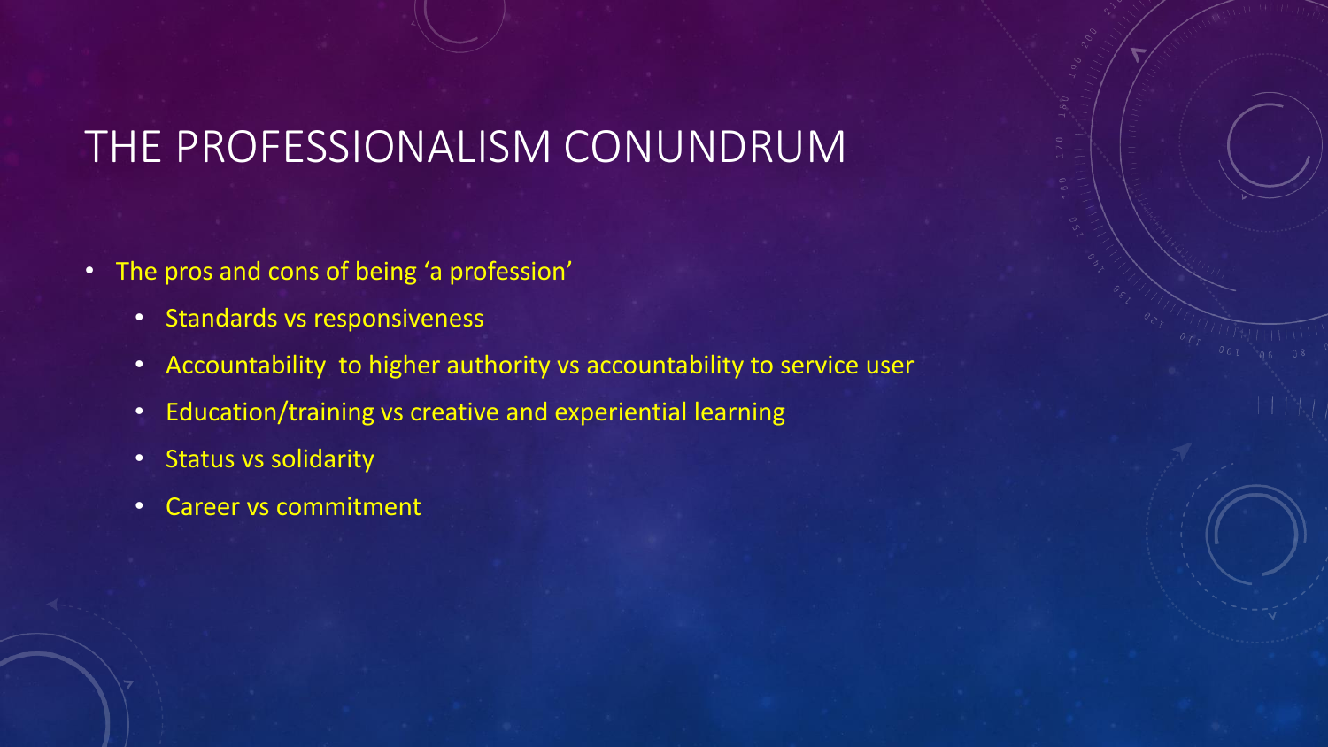# THE PROFESSIONALISM CONUNDRUM

- The pros and cons of being ‘a profession’
  - Standards vs responsiveness
  - Accountability to higher authority vs accountability to service user
  - Education/training vs creative and experiential learning
  - Status vs solidarity
  - Career vs commitment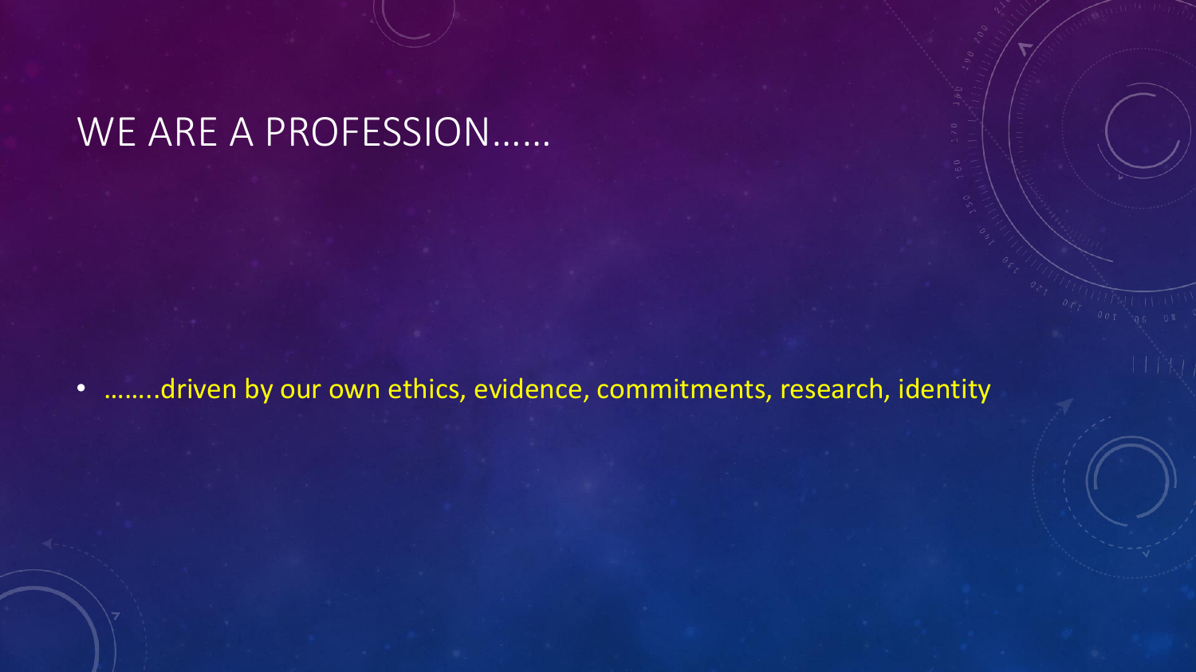# WE ARE A PROFESSION……

- ……..driven by our own ethics, evidence, commitments, research, identity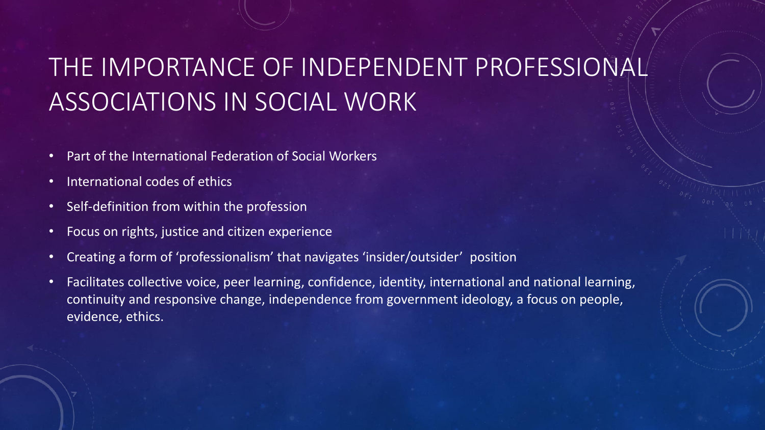# THE IMPORTANCE OF INDEPENDENT PROFESSIONAL ASSOCIATIONS IN SOCIAL WORK

- Part of the International Federation of Social Workers
- International codes of ethics
- Self-definition from within the profession
- Focus on rights, justice and citizen experience
- Creating a form of 'professionalism' that navigates 'insider/outsider' position
- Facilitates collective voice, peer learning, confidence, identity, international and national learning, continuity and responsive change, independence from government ideology, a focus on people, evidence, ethics.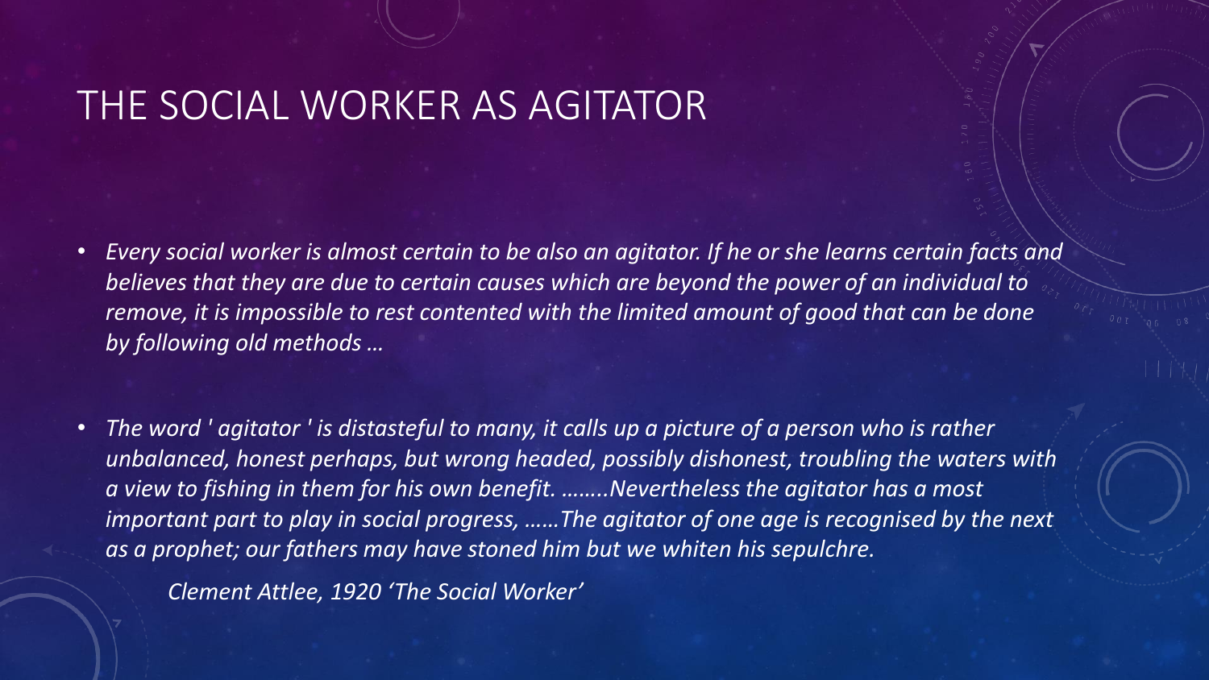# THE SOCIAL WORKER AS AGITATOR

- *Every social worker is almost certain to be also an agitator. If he or she learns certain facts and believes that they are due to certain causes which are beyond the power of an individual to remove, it is impossible to rest contented with the limited amount of good that can be done by following old methods …*

- *The word ' agitator ' is distasteful to many, it calls up a picture of a person who is rather unbalanced, honest perhaps, but wrong headed, possibly dishonest, troubling the waters with a view to fishing in them for his own benefit. ……..Nevertheless the agitator has a most important part to play in social progress, ……The agitator of one age is recognised by the next as a prophet; our fathers may have stoned him but we whiten his sepulchre.*

  *Clement Attlee, 1920 'The Social Worker'*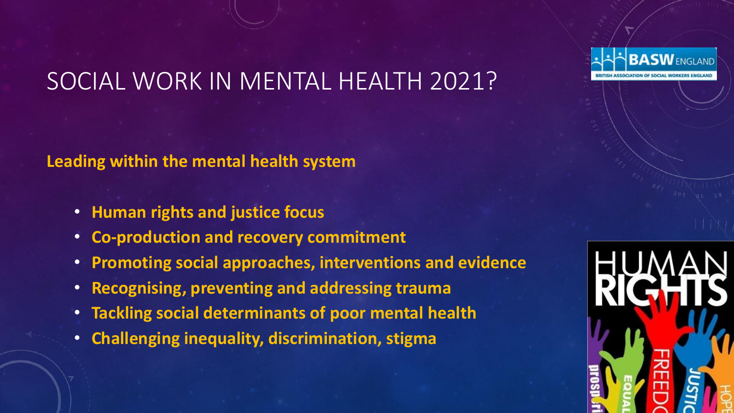# SOCIAL WORK IN MENTAL HEALTH 2021?

**Leading within the mental health system**

- **Human rights and justice focus**
- **Co-production and recovery commitment**
- **Promoting social approaches, interventions and evidence**
- **Recognising, preventing and addressing trauma**
- **Tackling social determinants of poor mental health**
- **Challenging inequality, discrimination, stigma**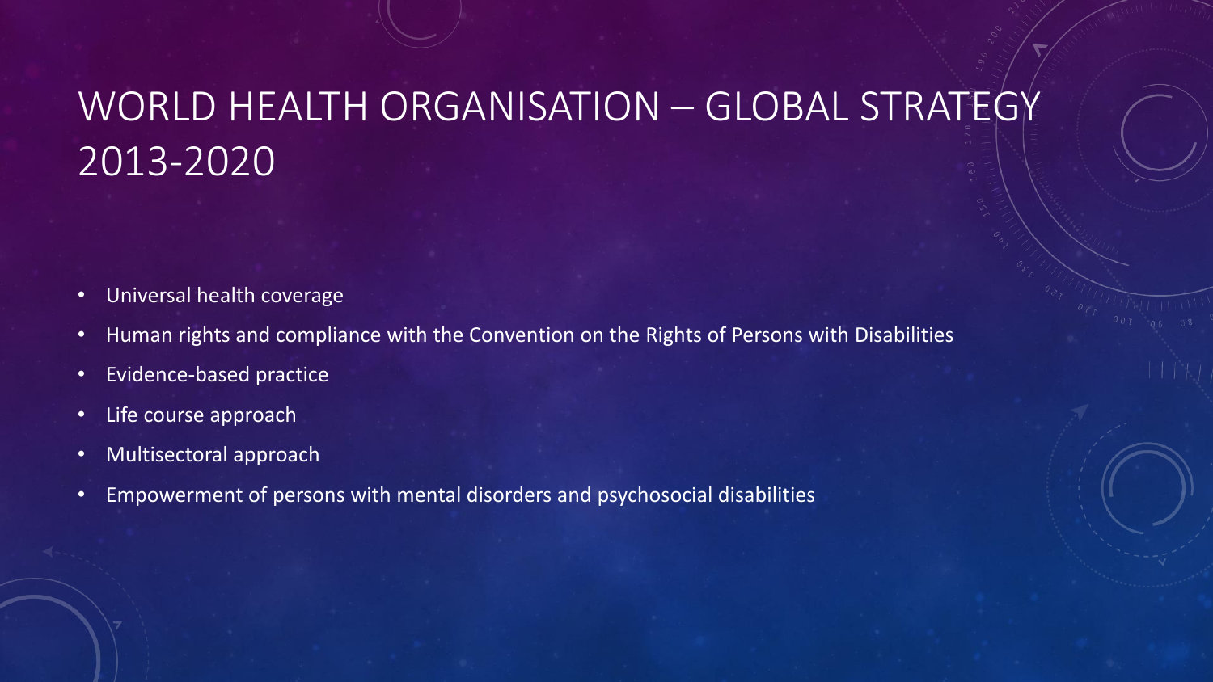# WORLD HEALTH ORGANISATION – GLOBAL STRATEGY 2013-2020

- Universal health coverage
- Human rights and compliance with the Convention on the Rights of Persons with Disabilities
- Evidence-based practice
- Life course approach
- Multisectoral approach
- Empowerment of persons with mental disorders and psychosocial disabilities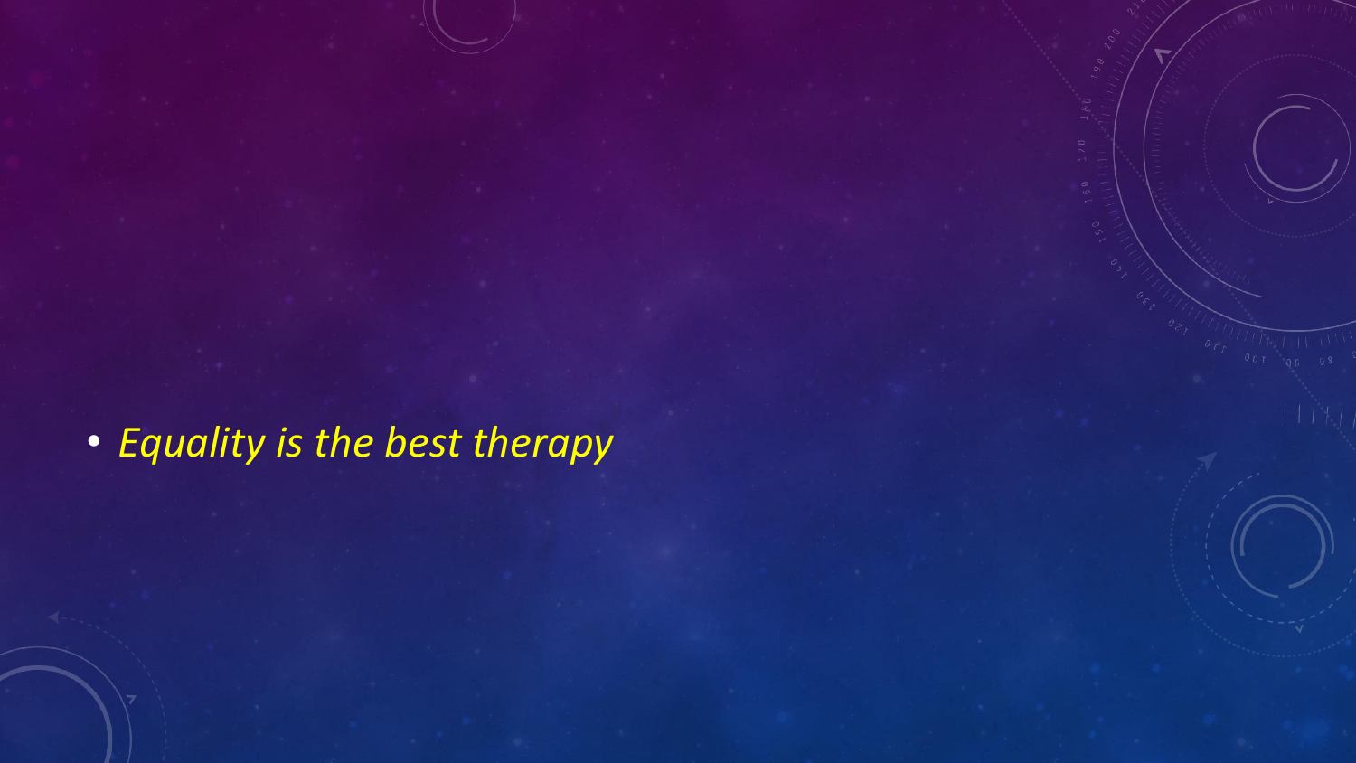- *Equality is the best therapy*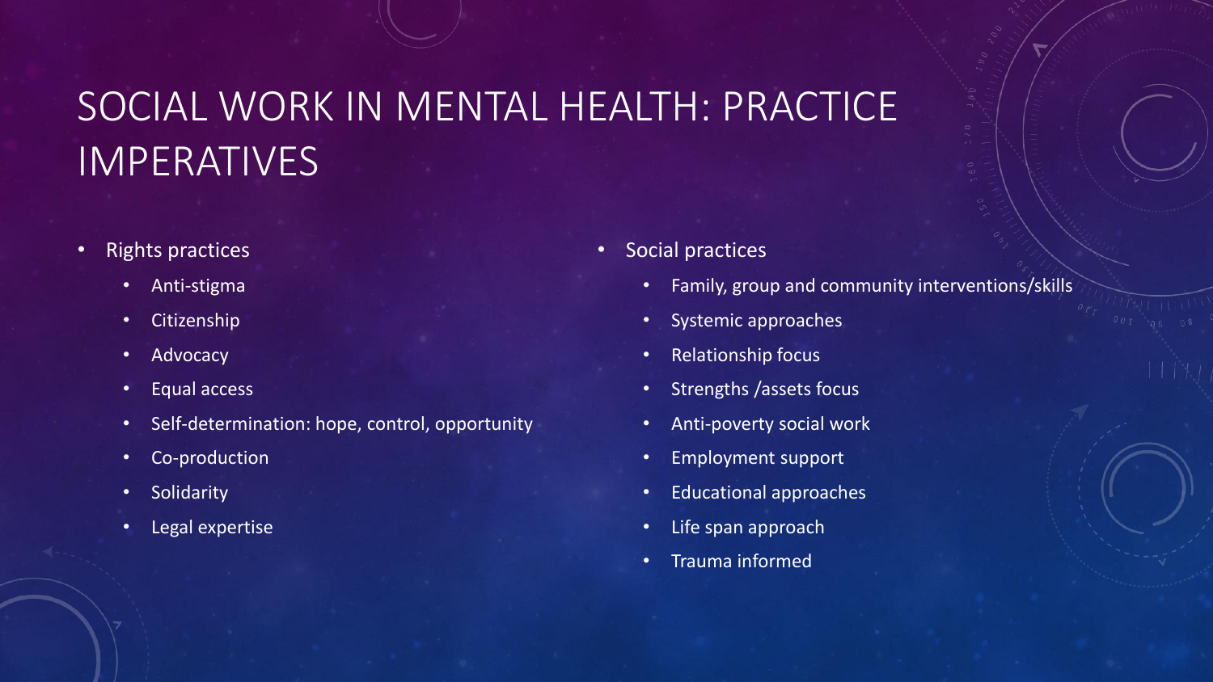# SOCIAL WORK IN MENTAL HEALTH: PRACTICE IMPERATIVES

- Rights practices
  - Anti-stigma
  - Citizenship
  - Advocacy
  - Equal access
  - Self-determination: hope, control, opportunity
  - Co-production
  - Solidarity
  - Legal expertise

- Social practices
  - Family, group and community interventions/skills
  - Systemic approaches
  - Relationship focus
  - Strengths /assets focus
  - Anti-poverty social work
  - Employment support
  - Educational approaches
  - Life span approach
  - Trauma informed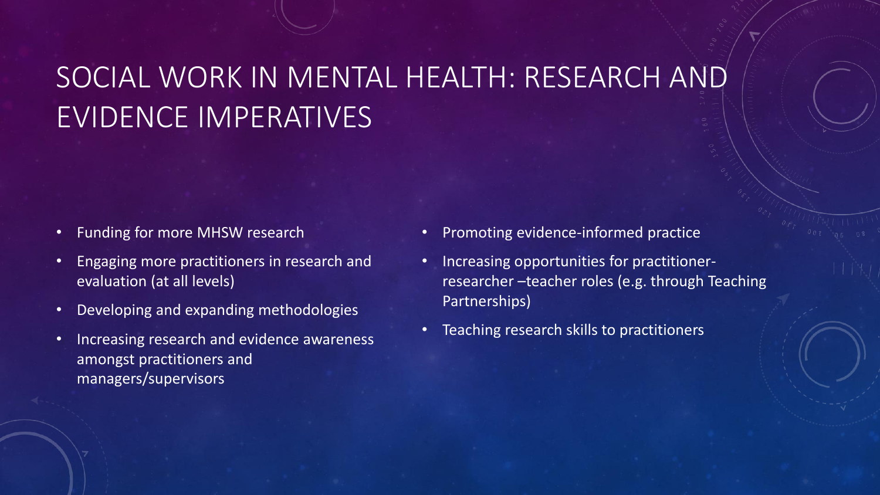# SOCIAL WORK IN MENTAL HEALTH: RESEARCH AND EVIDENCE IMPERATIVES

- Funding for more MHSW research
- Engaging more practitioners in research and evaluation (at all levels)
- Developing and expanding methodologies
- Increasing research and evidence awareness amongst practitioners and managers/supervisors
- Promoting evidence-informed practice
- Increasing opportunities for practitioner-researcher –teacher roles (e.g. through Teaching Partnerships)
- Teaching research skills to practitioners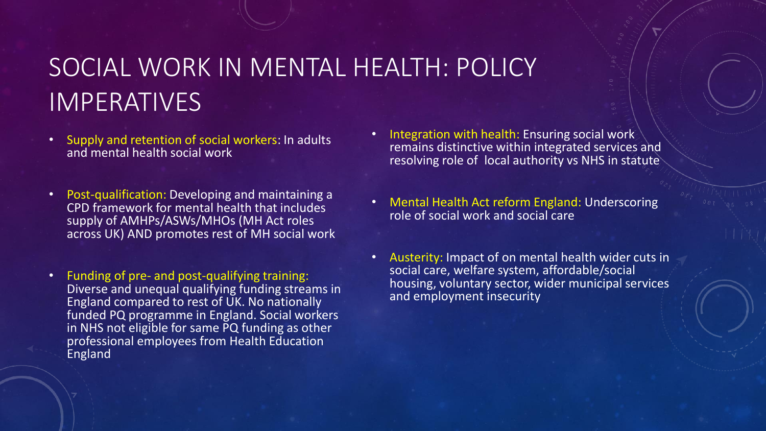# SOCIAL WORK IN MENTAL HEALTH: POLICY IMPERATIVES

- Supply and retention of social workers: In adults and mental health social work
- Post-qualification: Developing and maintaining a CPD framework for mental health that includes supply of AMHPs/ASWs/MHOs (MH Act roles across UK) AND promotes rest of MH social work
- Funding of pre- and post-qualifying training: Diverse and unequal qualifying funding streams in England compared to rest of UK. No nationally funded PQ programme in England. Social workers in NHS not eligible for same PQ funding as other professional employees from Health Education England
- Integration with health: Ensuring social work remains distinctive within integrated services and resolving role of local authority vs NHS in statute
- Mental Health Act reform England: Underscoring role of social work and social care
- Austerity: Impact of on mental health wider cuts in social care, welfare system, affordable/social housing, voluntary sector, wider municipal services and employment insecurity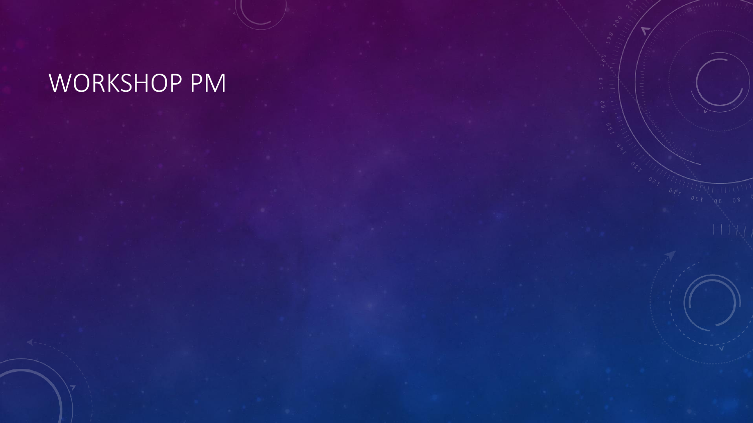# WORKSHOP PM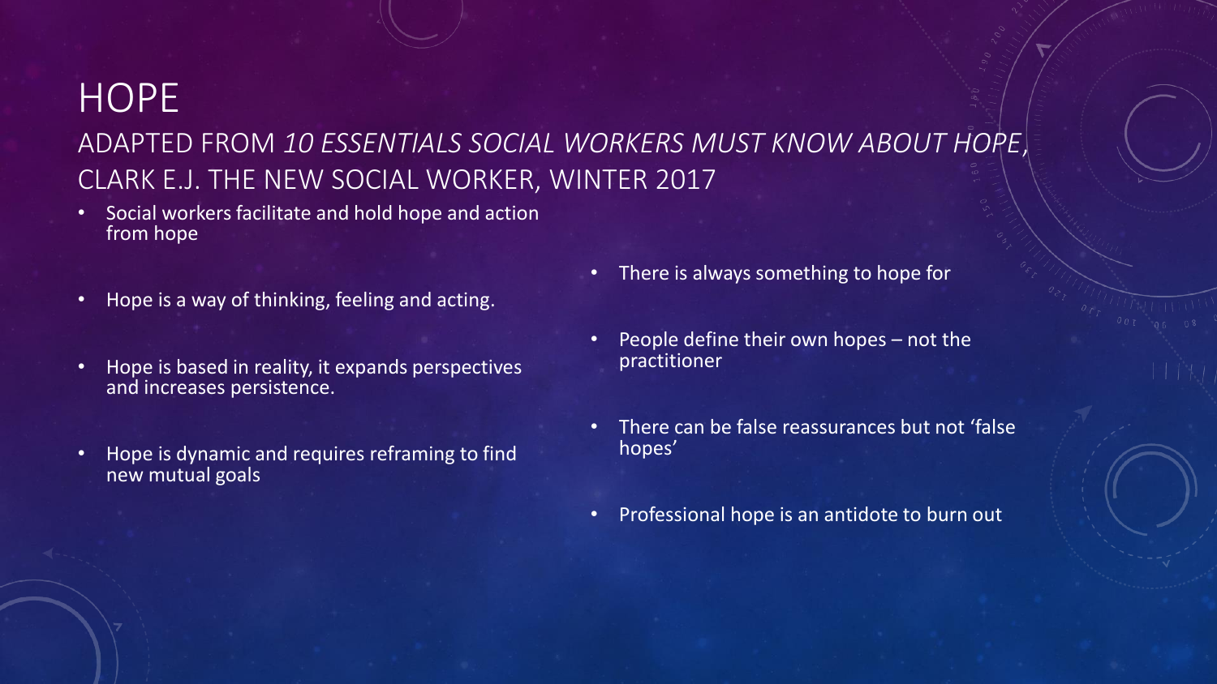# HOPE

## ADAPTED FROM *10 ESSENTIALS SOCIAL WORKERS MUST KNOW ABOUT HOPE*, CLARK E.J. THE NEW SOCIAL WORKER, WINTER 2017

- Social workers facilitate and hold hope and action from hope
- Hope is a way of thinking, feeling and acting.
- Hope is based in reality, it expands perspectives and increases persistence.
- Hope is dynamic and requires reframing to find new mutual goals
- There is always something to hope for
- People define their own hopes – not the practitioner
- There can be false reassurances but not 'false hopes'
- Professional hope is an antidote to burn out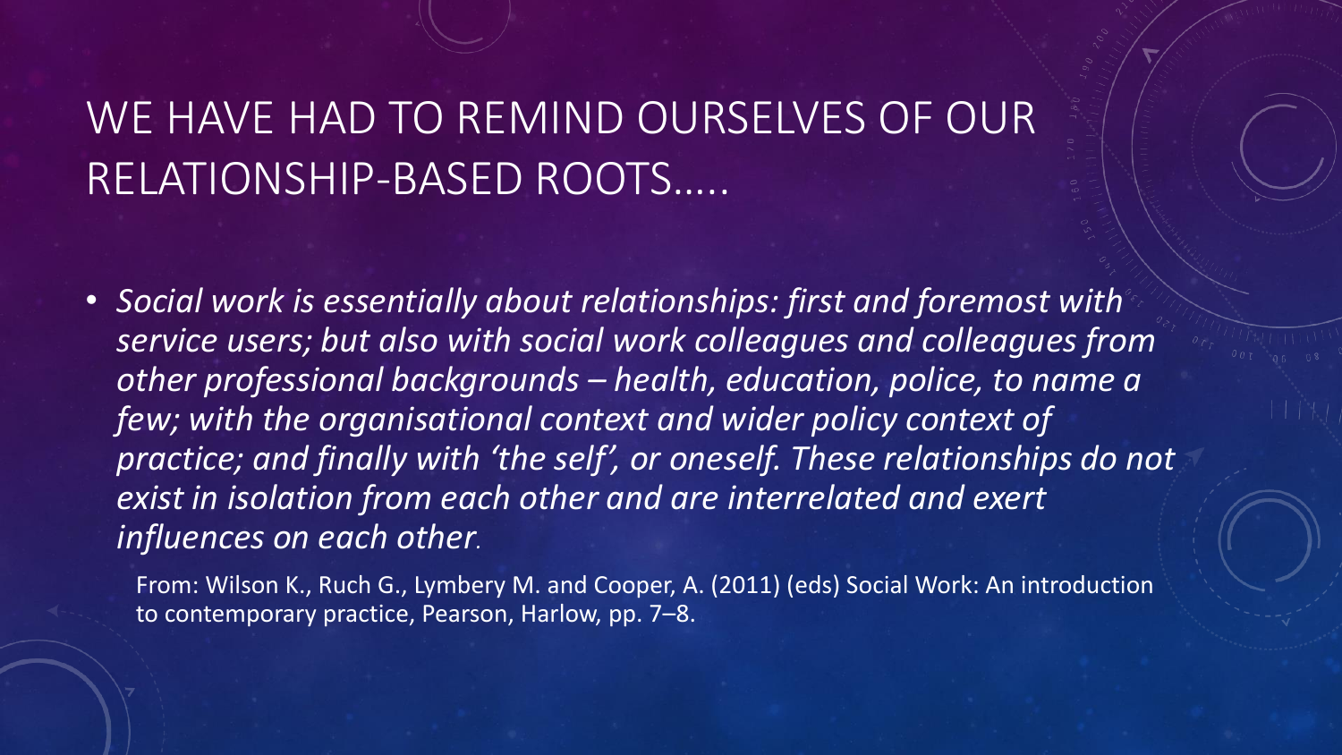# WE HAVE HAD TO REMIND OURSELVES OF OUR RELATIONSHIP-BASED ROOTS…..

- *Social work is essentially about relationships: first and foremost with service users; but also with social work colleagues and colleagues from other professional backgrounds – health, education, police, to name a few; with the organisational context and wider policy context of practice; and finally with 'the self', or oneself. These relationships do not exist in isolation from each other and are interrelated and exert influences on each other.*

  From: Wilson K., Ruch G., Lymbery M. and Cooper, A. (2011) (eds) Social Work: An introduction to contemporary practice, Pearson, Harlow, pp. 7–8.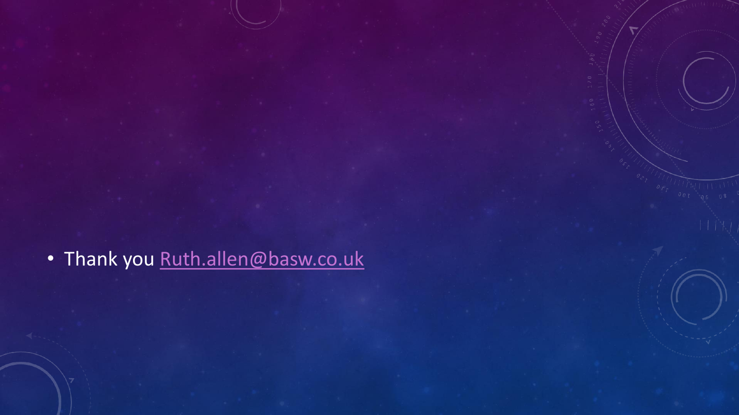- Thank you Ruth.allen@basw.co.uk